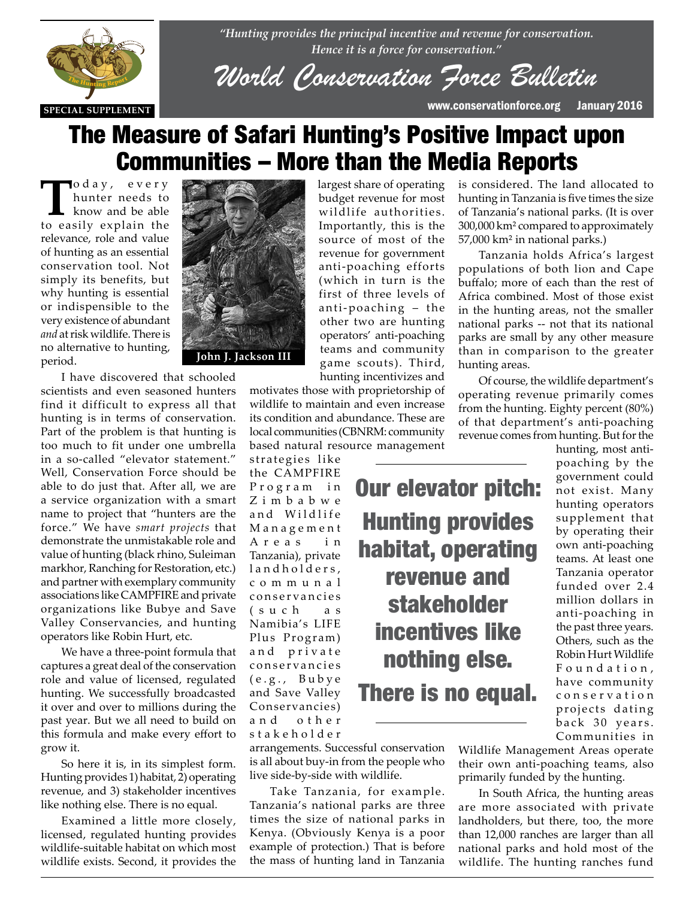*"Hunting provides the principal incentive and revenue for conservation. Hence it is a force for conservation."*

# World Conservation Force Bulletin

SPECIAL SUPPLEMENT

www.conservationforce.org January 2016

# The Measure of Safari Hunting's Positive Impact upon Communities – More than the Media Reports

Today, every hunter needs to know and be able to easily explain the relevance, role and value of hunting as an essential conservation tool. Not simply its benefits, but why hunting is essential or indispensible to the very existence of abundant *and* at risk wildlife. There is no alternative to hunting, period.

John J. Jackson III

I have discovered that schooled scientists and even seasoned hunters find it difficult to express all that hunting is in terms of conservation. Part of the problem is that hunting is too much to fit under one umbrella in a so-called "elevator statement." Well, Conservation Force should be able to do just that. After all, we are a service organization with a smart name to project that "hunters are the force." We have *smart projects* that demonstrate the unmistakable role and value of hunting (black rhino, Suleiman markhor, Ranching for Restoration, etc.) and partner with exemplary community associations like CAMPFIRE and private organizations like Bubye and Save Valley Conservancies, and hunting operators like Robin Hurt, etc.

We have a three-point formula that captures a great deal of the conservation role and value of licensed, regulated hunting. We successfully broadcasted it over and over to millions during the past year. But we all need to build on this formula and make every effort to grow it.

So here it is, in its simplest form. Hunting provides 1) habitat, 2) operating revenue, and 3) stakeholder incentives like nothing else. There is no equal.

Examined a little more closely, licensed, regulated hunting provides wildlife-suitable habitat on which most wildlife exists. Second, it provides the largest share of operating budget revenue for most wildlife authorities. Importantly, this is the source of most of the revenue for government anti-poaching efforts (which in turn is the first of three levels of anti-poaching – the other two are hunting operators' anti-poaching teams and community game scouts). Third, hunting incentivizes and motivates those with proprietorship of wildlife to maintain and even increase its condition and abundance. These are local communities (CBNRM: community based natural resource management strategies like the CAMPFIRE Program in Zimbabwe and Wildlife Management Areas in Tanzania), private landholders, communal conservancies (such as Namibia's LIFE Plus Program) and private conservancies (e.g., Bubye and Save Valley Conservancies) and other stakeholder arrangements. Successful conservation is all about buy-in from the people who live side-by-side with wildlife.

> **Our elevator pitch: Hunting provides habitat, operating revenue and stakeholder incentives like nothing else. There is no equal.**

Take Tanzania, for example. Tanzania's national parks are three times the size of national parks in Kenya. (Obviously Kenya is a poor example of protection.) That is before the mass of hunting land in Tanzania is considered. The land allocated to hunting in Tanzania is five times the size of Tanzania's national parks. (It is over 300,000 km² compared to approximately 57,000 km² in national parks.)

Tanzania holds Africa's largest populations of both lion and Cape buffalo; more of each than the rest of Africa combined. Most of those exist in the hunting areas, not the smaller national parks -- not that its national parks are small by any other measure than in comparison to the greater hunting areas.

Of course, the wildlife department's operating revenue primarily comes from the hunting. Eighty percent (80%) of that department's anti-poaching revenue comes from hunting. But for the hunting, most anti-poaching by the government could not exist. Many hunting operators supplement that by operating their own anti-poaching teams. At least one Tanzania operator funded over 2.4 million dollars in anti-poaching in the past three years. Others, such as the Robin Hurt Wildlife Foundation, have community conservation projects dating back 30 years. Communities in Wildlife Management Areas operate their own anti-poaching teams, also primarily funded by the hunting.

In South Africa, the hunting areas are more associated with private landholders, but there, too, the more than 12,000 ranches are larger than all national parks and hold most of the wildlife. The hunting ranches fund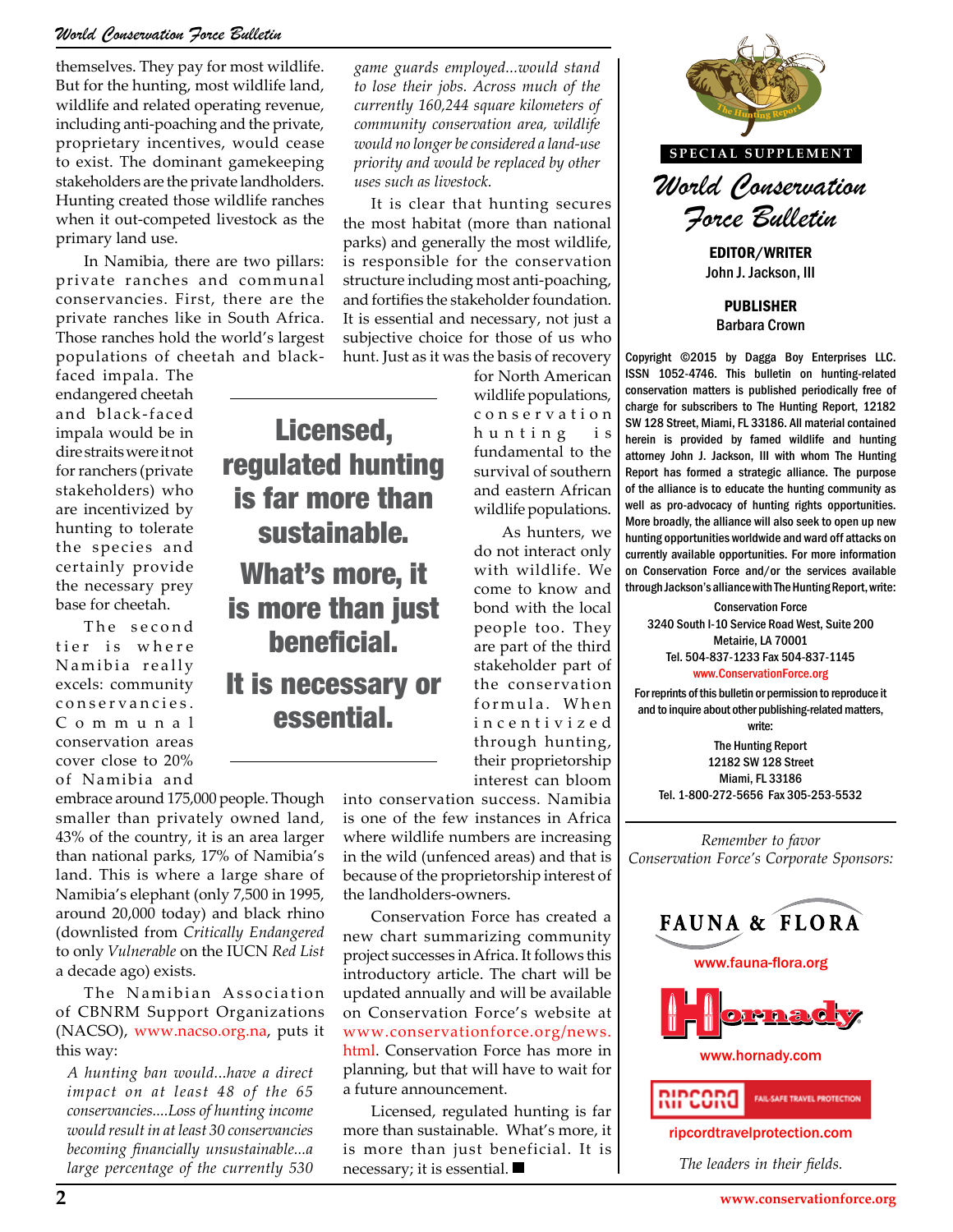themselves. They pay for most wildlife. But for the hunting, most wildlife land, wildlife and related operating revenue, including anti-poaching and the private, proprietary incentives, would cease to exist. The dominant gamekeeping stakeholders are the private landholders. Hunting created those wildlife ranches when it out-competed livestock as the primary land use.

In Namibia, there are two pillars: private ranches and communal conservancies. First, there are the private ranches like in South Africa. Those ranches hold the world's largest populations of cheetah and black-faced impala. The endangered cheetah and black-faced impala would be in dire straits were it not for ranchers (private stakeholders) who are incentivized by hunting to tolerate the species and certainly provide the necessary prey base for cheetah.

The second tier is where Namibia really excels: community conservancies. Communal conservation areas cover close to 20% of Namibia and embrace around 175,000 people. Though smaller than privately owned land, 43% of the country, it is an area larger than national parks, 17% of Namibia's land. This is where a large share of Namibia's elephant (only 7,500 in 1995, around 20,000 today) and black rhino (downlisted from *Critically Endangered* to only *Vulnerable* on the IUCN *Red List* a decade ago) exists.

The Namibian Association of CBNRM Support Organizations (NACSO), www.nacso.org.na, puts it this way:

> *A hunting ban would...have a direct impact on at least 48 of the 65 conservancies....Loss of hunting income would result in at least 30 conservancies becoming financially unsustainable...a large percentage of the currently 530 game guards employed...would stand to lose their jobs. Across much of the currently 160,244 square kilometers of community conservation area, wildlife would no longer be considered a land-use priority and would be replaced by other uses such as livestock.*

It is clear that hunting secures the most habitat (more than national parks) and generally the most wildlife, is responsible for the conservation structure including most anti-poaching, and fortifies the stakeholder foundation. It is essential and necessary, not just a subjective choice for those of us who hunt. Just as it was the basis of recovery for North American wildlife populations, conservation hunting is fundamental to the survival of southern and eastern African wildlife populations.

> **Licensed, regulated hunting is far more than sustainable. What's more, it is more than just beneficial. It is necessary or essential.**

As hunters, we do not interact only with wildlife. We come to know and bond with the local people too. They are part of the third stakeholder part of the conservation formula. When incentivized through hunting, their proprietorship interest can bloom into conservation success. Namibia is one of the few instances in Africa where wildlife numbers are increasing in the wild (unfenced areas) and that is because of the proprietorship interest of the landholders-owners.

Conservation Force has created a new chart summarizing community project successes in Africa. It follows this introductory article. The chart will be updated annually and will be available on Conservation Force's website at www.conservationforce.org/news.html. Conservation Force has more in planning, but that will have to wait for a future announcement.

Licensed, regulated hunting is far more than sustainable. What's more, it is more than just beneficial. It is necessary; it is essential. ■

---

SPECIAL SUPPLEMENT

## World Conservation Force Bulletin

**EDITOR/WRITER**
John J. Jackson, III

**PUBLISHER**
Barbara Crown

Copyright ©2015 by Dagga Boy Enterprises LLC. ISSN 1052-4746. This bulletin on hunting-related conservation matters is published periodically free of charge for subscribers to The Hunting Report, 12182 SW 128 Street, Miami, FL 33186. All material contained herein is provided by famed wildlife and hunting attorney John J. Jackson, III with whom The Hunting Report has formed a strategic alliance. The purpose of the alliance is to educate the hunting community as well as pro-advocacy of hunting rights opportunities. More broadly, the alliance will also seek to open up new hunting opportunities worldwide and ward off attacks on currently available opportunities. For more information on Conservation Force and/or the services available through Jackson's alliance with The Hunting Report, write:

Conservation Force
3240 South I-10 Service Road West, Suite 200
Metairie, LA 70001
Tel. 504-837-1233 Fax 504-837-1145
www.ConservationForce.org

For reprints of this bulletin or permission to reproduce it and to inquire about other publishing-related matters, write:

The Hunting Report
12182 SW 128 Street
Miami, FL 33186
Tel. 1-800-272-5656 Fax 305-253-5532

*Remember to favor Conservation Force's Corporate Sponsors:*

FAUNA & FLORA
www.fauna-flora.org

Hornady
www.hornady.com

RIPCORD FAIL-SAFE TRAVEL PROTECTION
ripcordtravelprotection.com

*The leaders in their fields.*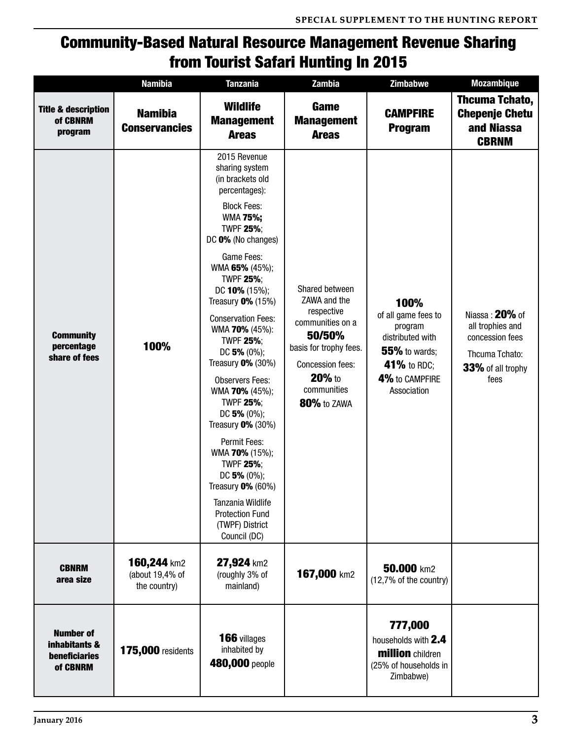# Community-Based Natural Resource Management Revenue Sharing from Tourist Safari Hunting In 2015

| | Namibia | Tanzania | Zambia | Zimbabwe | Mozambique |
|---|---|---|---|---|---|
| **Title & description of CBNRM program** | **Namibia Conservancies** | **Wildlife Management Areas** | **Game Management Areas** | **CAMPFIRE Program** | **Thcuma Tchato, Chepenje Chetu and Niassa CBRNM** |
| **Community percentage share of fees** | **100%** | 2015 Revenue sharing system (in brackets old percentages): Block Fees: WMA **75%;** TWPF **25%**; DC **0%** (No changes) Game Fees: WMA **65%** (45%); TWPF **25%**; DC **10%** (15%); Treasury **0%** (15%) Conservation Fees: WMA **70%** (45%): TWPF **25%**; DC **5%** (0%); Treasury **0%** (30%) Observers Fees: WMA **70%** (45%); TWPF **25%**; DC **5%** (0%); Treasury **0%** (30%) Permit Fees: WMA **70%** (15%); TWPF **25%**; DC **5%** (0%); Treasury **0%** (60%) Tanzania Wildlife Protection Fund (TWPF) District Council (DC) | Shared between ZAWA and the respective communities on a **50/50%** basis for trophy fees. Concession fees: **20%** to communities **80%** to ZAWA | **100%** of all game fees to program distributed with **55%** to wards; **41%** to RDC; **4%** to CAMPFIRE Association | Niassa : **20%** of all trophies and concession fees Thcuma Tchato: **33%** of all trophy fees |
| **CBNRM area size** | **160,244** km2 (about 19,4% of the country) | **27,924** km2 (roughly 3% of mainland) | **167,000** km2 | **50.000** km2 (12,7% of the country) | |
| **Number of inhabitants & beneficiaries of CBNRM** | **175,000** residents | **166** villages inhabited by **480,000** people | | **777,000** households with **2.4 million** children (25% of households in Zimbabwe) | |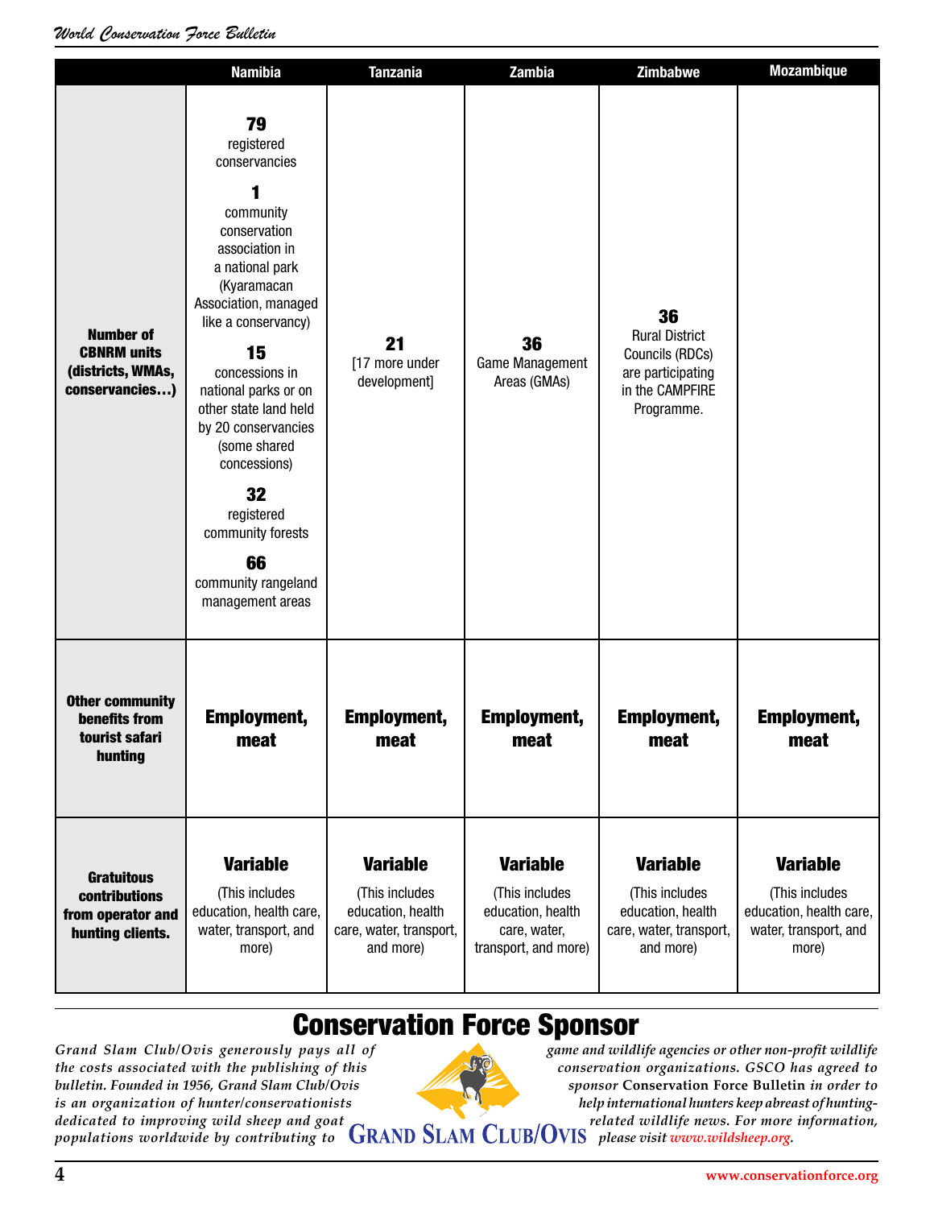| | Namibia | Tanzania | Zambia | Zimbabwe | Mozambique |
|---|---|---|---|---|---|
| **Number of CBNRM units (districts, WMAs, conservancies…)** | **79** registered conservancies **1** community conservation association in a national park (Kyaramacan Association, managed like a conservancy) **15** concessions in national parks or on other state land held by 20 conservancies (some shared concessions) **32** registered community forests **66** community rangeland management areas | **21** [17 more under development] | **36** Game Management Areas (GMAs) | **36** Rural District Councils (RDCs) are participating in the CAMPFIRE Programme. | |
| **Other community benefits from tourist safari hunting** | **Employment, meat** | **Employment, meat** | **Employment, meat** | **Employment, meat** | **Employment, meat** |
| **Gratuitous contributions from operator and hunting clients.** | **Variable** (This includes education, health care, water, transport, and more) | **Variable** (This includes education, health care, water, transport, and more) | **Variable** (This includes education, health care, water, transport, and more) | **Variable** (This includes education, health care, water, transport, and more) | **Variable** (This includes education, health care, water, transport, and more) |

## Conservation Force Sponsor

*Grand Slam Club/Ovis generously pays all of the costs associated with the publishing of this bulletin. Founded in 1956, Grand Slam Club/Ovis is an organization of hunter/conservationists dedicated to improving wild sheep and goat populations worldwide by contributing to game and wildlife agencies or other non-profit wildlife conservation organizations. GSCO has agreed to sponsor* **Conservation Force Bulletin** *in order to help international hunters keep abreast of hunting-related wildlife news. For more information, please visit www.wildsheep.org.*

GRAND SLAM CLUB/OVIS